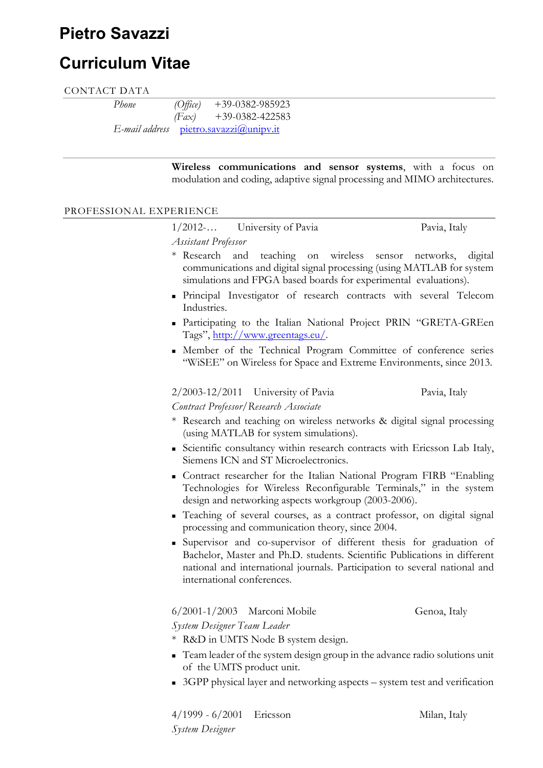# Pietro Savazzi

# Curriculum Vitae

## CONTACT DATA

*Phone* *(Office)* +39-0382-985923
*(Fax)* +39-0382-422583
*E-mail address* pietro.savazzi@unipv.it

---

**Wireless communications and sensor systems**, with a focus on modulation and coding, adaptive signal processing and MIMO architectures.

## PROFESSIONAL EXPERIENCE

1/2012-… University of Pavia — Pavia, Italy

*Assistant Professor*

* Research and teaching on wireless sensor networks, digital communications and digital signal processing (using MATLAB for system simulations and FPGA based boards for experimental evaluations).
- Principal Investigator of research contracts with several Telecom Industries.
- Participating to the Italian National Project PRIN "GRETA-GREen Tags", http://www.greentags.eu/.
- Member of the Technical Program Committee of conference series "WiSEE" on Wireless for Space and Extreme Environments, since 2013.

2/2003-12/2011 University of Pavia — Pavia, Italy

*Contract Professor/Research Associate*

* Research and teaching on wireless networks & digital signal processing (using MATLAB for system simulations).
- Scientific consultancy within research contracts with Ericsson Lab Italy, Siemens ICN and ST Microelectronics.
- Contract researcher for the Italian National Program FIRB "Enabling Technologies for Wireless Reconfigurable Terminals," in the system design and networking aspects workgroup (2003-2006).
- Teaching of several courses, as a contract professor, on digital signal processing and communication theory, since 2004.
- Supervisor and co-supervisor of different thesis for graduation of Bachelor, Master and Ph.D. students. Scientific Publications in different national and international journals. Participation to several national and international conferences.

6/2001-1/2003 Marconi Mobile — Genoa, Italy

*System Designer Team Leader*

* R&D in UMTS Node B system design.
- Team leader of the system design group in the advance radio solutions unit of the UMTS product unit.
- 3GPP physical layer and networking aspects – system test and verification

4/1999 - 6/2001 Ericsson — Milan, Italy

*System Designer*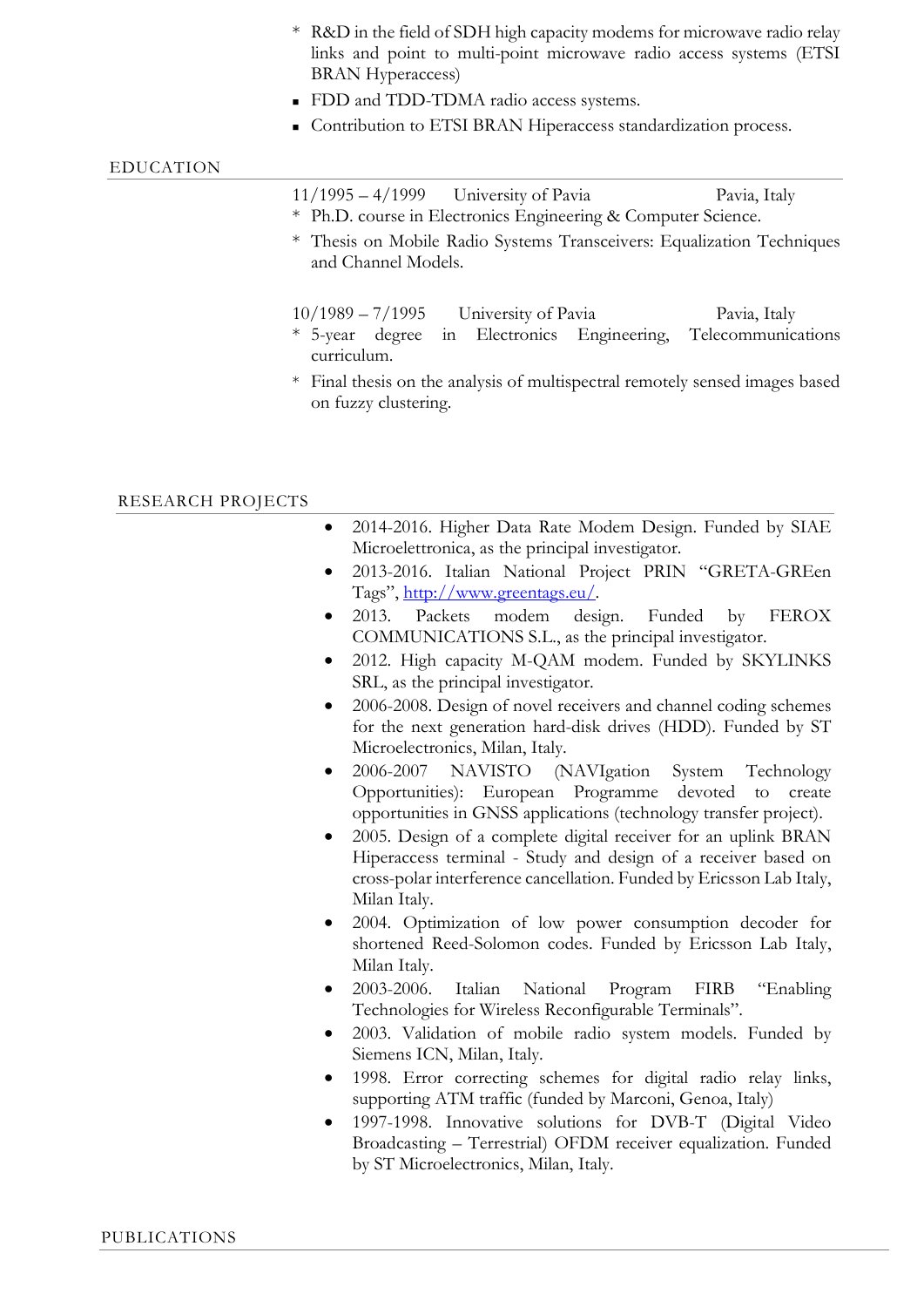* R&D in the field of SDH high capacity modems for microwave radio relay links and point to multi-point microwave radio access systems (ETSI BRAN Hyperaccess)
   - FDD and TDD-TDMA radio access systems.
   - Contribution to ETSI BRAN Hiperaccess standardization process.

## EDUCATION

11/1995 – 4/1999 University of Pavia Pavia, Italy

* Ph.D. course in Electronics Engineering & Computer Science.
* Thesis on Mobile Radio Systems Transceivers: Equalization Techniques and Channel Models.

10/1989 – 7/1995 University of Pavia Pavia, Italy

* 5-year degree in Electronics Engineering, Telecommunications curriculum.
* Final thesis on the analysis of multispectral remotely sensed images based on fuzzy clustering.

## RESEARCH PROJECTS

- 2014-2016. Higher Data Rate Modem Design. Funded by SIAE Microelettronica, as the principal investigator.
- 2013-2016. Italian National Project PRIN "GRETA-GREen Tags", [http://www.greentags.eu/](http://www.greentags.eu/).
- 2013. Packets modem design. Funded by FEROX COMMUNICATIONS S.L., as the principal investigator.
- 2012. High capacity M-QAM modem. Funded by SKYLINKS SRL, as the principal investigator.
- 2006-2008. Design of novel receivers and channel coding schemes for the next generation hard-disk drives (HDD). Funded by ST Microelectronics, Milan, Italy.
- 2006-2007 NAVISTO (NAVIgation System Technology Opportunities): European Programme devoted to create opportunities in GNSS applications (technology transfer project).
- 2005. Design of a complete digital receiver for an uplink BRAN Hiperaccess terminal - Study and design of a receiver based on cross-polar interference cancellation. Funded by Ericsson Lab Italy, Milan Italy.
- 2004. Optimization of low power consumption decoder for shortened Reed-Solomon codes. Funded by Ericsson Lab Italy, Milan Italy.
- 2003-2006. Italian National Program FIRB "Enabling Technologies for Wireless Reconfigurable Terminals".
- 2003. Validation of mobile radio system models. Funded by Siemens ICN, Milan, Italy.
- 1998. Error correcting schemes for digital radio relay links, supporting ATM traffic (funded by Marconi, Genoa, Italy)
- 1997-1998. Innovative solutions for DVB-T (Digital Video Broadcasting – Terrestrial) OFDM receiver equalization. Funded by ST Microelectronics, Milan, Italy.

## PUBLICATIONS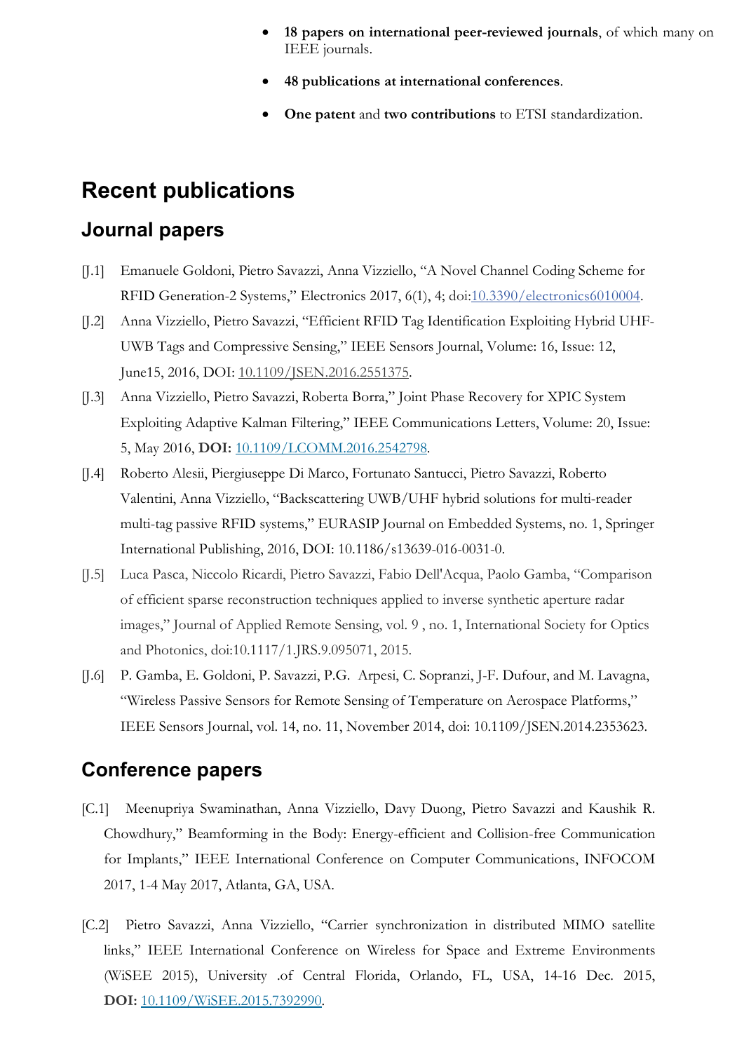- **18 papers on international peer-reviewed journals**, of which many on IEEE journals.
- **48 publications at international conferences**.
- **One patent** and **two contributions** to ETSI standardization.

# Recent publications

## Journal papers

[J.1] Emanuele Goldoni, Pietro Savazzi, Anna Vizziello, "A Novel Channel Coding Scheme for RFID Generation-2 Systems," Electronics 2017, 6(1), 4; doi:10.3390/electronics6010004.

[J.2] Anna Vizziello, Pietro Savazzi, "Efficient RFID Tag Identification Exploiting Hybrid UHF-UWB Tags and Compressive Sensing," IEEE Sensors Journal, Volume: 16, Issue: 12, June15, 2016, DOI: 10.1109/JSEN.2016.2551375.

[J.3] Anna Vizziello, Pietro Savazzi, Roberta Borra," Joint Phase Recovery for XPIC System Exploiting Adaptive Kalman Filtering," IEEE Communications Letters, Volume: 20, Issue: 5, May 2016, **DOI:** 10.1109/LCOMM.2016.2542798.

[J.4] Roberto Alesii, Piergiuseppe Di Marco, Fortunato Santucci, Pietro Savazzi, Roberto Valentini, Anna Vizziello, "Backscattering UWB/UHF hybrid solutions for multi-reader multi-tag passive RFID systems," EURASIP Journal on Embedded Systems, no. 1, Springer International Publishing, 2016, DOI: 10.1186/s13639-016-0031-0.

[J.5] Luca Pasca, Niccolo Ricardi, Pietro Savazzi, Fabio Dell'Acqua, Paolo Gamba, "Comparison of efficient sparse reconstruction techniques applied to inverse synthetic aperture radar images," Journal of Applied Remote Sensing, vol. 9 , no. 1, International Society for Optics and Photonics, doi:10.1117/1.JRS.9.095071, 2015.

[J.6] P. Gamba, E. Goldoni, P. Savazzi, P.G. Arpesi, C. Sopranzi, J-F. Dufour, and M. Lavagna, "Wireless Passive Sensors for Remote Sensing of Temperature on Aerospace Platforms," IEEE Sensors Journal, vol. 14, no. 11, November 2014, doi: 10.1109/JSEN.2014.2353623.

## Conference papers

[C.1] Meenupriya Swaminathan, Anna Vizziello, Davy Duong, Pietro Savazzi and Kaushik R. Chowdhury," Beamforming in the Body: Energy-efficient and Collision-free Communication for Implants," IEEE International Conference on Computer Communications, INFOCOM 2017, 1-4 May 2017, Atlanta, GA, USA.

[C.2] Pietro Savazzi, Anna Vizziello, "Carrier synchronization in distributed MIMO satellite links," IEEE International Conference on Wireless for Space and Extreme Environments (WiSEE 2015), University .of Central Florida, Orlando, FL, USA, 14-16 Dec. 2015, **DOI:** 10.1109/WiSEE.2015.7392990.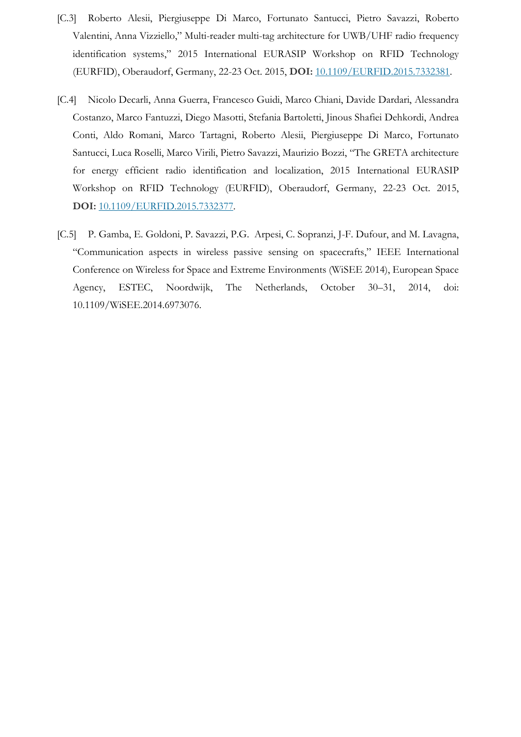[C.3] Roberto Alesii, Piergiuseppe Di Marco, Fortunato Santucci, Pietro Savazzi, Roberto Valentini, Anna Vizziello," Multi-reader multi-tag architecture for UWB/UHF radio frequency identification systems," 2015 International EURASIP Workshop on RFID Technology (EURFID), Oberaudorf, Germany, 22-23 Oct. 2015, **DOI:** [10.1109/EURFID.2015.7332381](https://doi.org/10.1109/EURFID.2015.7332381).

[C.4] Nicolo Decarli, Anna Guerra, Francesco Guidi, Marco Chiani, Davide Dardari, Alessandra Costanzo, Marco Fantuzzi, Diego Masotti, Stefania Bartoletti, Jinous Shafiei Dehkordi, Andrea Conti, Aldo Romani, Marco Tartagni, Roberto Alesii, Piergiuseppe Di Marco, Fortunato Santucci, Luca Roselli, Marco Virili, Pietro Savazzi, Maurizio Bozzi, "The GRETA architecture for energy efficient radio identification and localization, 2015 International EURASIP Workshop on RFID Technology (EURFID), Oberaudorf, Germany, 22-23 Oct. 2015, **DOI:** [10.1109/EURFID.2015.7332377](https://doi.org/10.1109/EURFID.2015.7332377).

[C.5] P. Gamba, E. Goldoni, P. Savazzi, P.G. Arpesi, C. Sopranzi, J-F. Dufour, and M. Lavagna, "Communication aspects in wireless passive sensing on spacecrafts," IEEE International Conference on Wireless for Space and Extreme Environments (WiSEE 2014), European Space Agency, ESTEC, Noordwijk, The Netherlands, October 30–31, 2014, doi: 10.1109/WiSEE.2014.6973076.